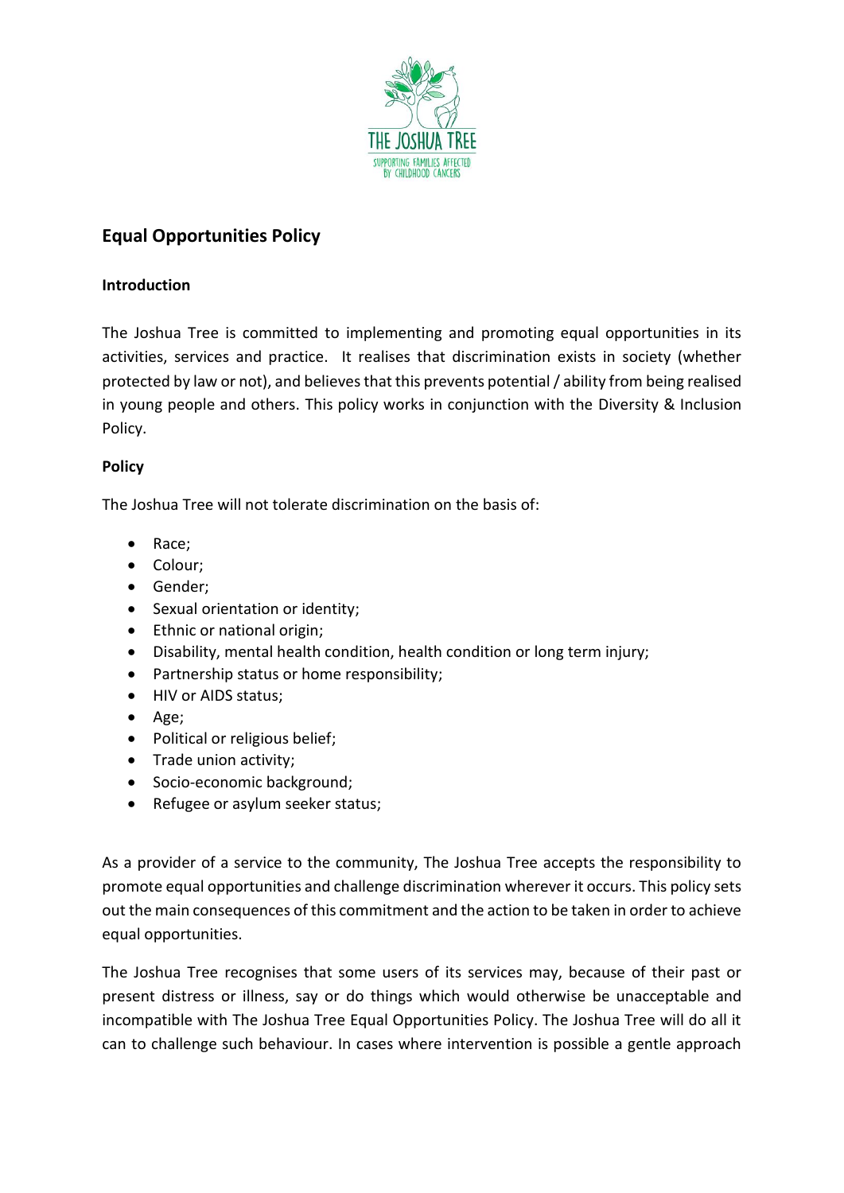## Equal Opportunities Policy

### Introduction

The Joshua Tree is committed to implementing and promoting equal opportunities in its activities, services and practice. It realises that discrimination exists in society (whether protected by law or not), and believes that this prevents potential / ability from being realised in young people and others. This policy works in conjunction with the Diversity & Inclusion Policy.

### Policy

The Joshua Tree will not tolerate discrimination on the basis of:

- Race;
- Colour;
- Gender;
- Sexual orientation or identity;
- Ethnic or national origin;
- Disability, mental health condition, health condition or long term injury;
- Partnership status or home responsibility;
- HIV or AIDS status;
- Age;
- Political or religious belief;
- Trade union activity;
- Socio-economic background;
- Refugee or asylum seeker status;

As a provider of a service to the community, The Joshua Tree accepts the responsibility to promote equal opportunities and challenge discrimination wherever it occurs. This policy sets out the main consequences of this commitment and the action to be taken in order to achieve equal opportunities.

The Joshua Tree recognises that some users of its services may, because of their past or present distress or illness, say or do things which would otherwise be unacceptable and incompatible with The Joshua Tree Equal Opportunities Policy. The Joshua Tree will do all it can to challenge such behaviour. In cases where intervention is possible a gentle approach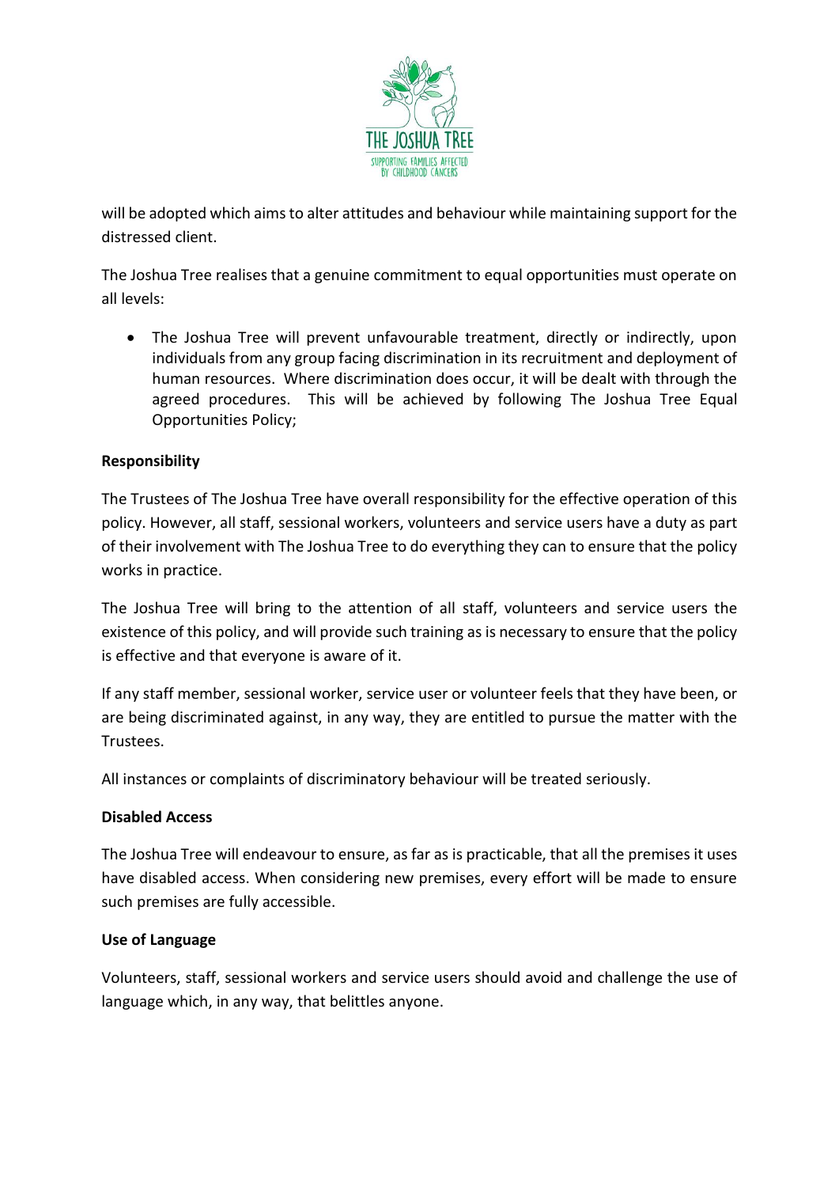will be adopted which aims to alter attitudes and behaviour while maintaining support for the distressed client.

The Joshua Tree realises that a genuine commitment to equal opportunities must operate on all levels:

- The Joshua Tree will prevent unfavourable treatment, directly or indirectly, upon individuals from any group facing discrimination in its recruitment and deployment of human resources. Where discrimination does occur, it will be dealt with through the agreed procedures. This will be achieved by following The Joshua Tree Equal Opportunities Policy;

**Responsibility**

The Trustees of The Joshua Tree have overall responsibility for the effective operation of this policy. However, all staff, sessional workers, volunteers and service users have a duty as part of their involvement with The Joshua Tree to do everything they can to ensure that the policy works in practice.

The Joshua Tree will bring to the attention of all staff, volunteers and service users the existence of this policy, and will provide such training as is necessary to ensure that the policy is effective and that everyone is aware of it.

If any staff member, sessional worker, service user or volunteer feels that they have been, or are being discriminated against, in any way, they are entitled to pursue the matter with the Trustees.

All instances or complaints of discriminatory behaviour will be treated seriously.

**Disabled Access**

The Joshua Tree will endeavour to ensure, as far as is practicable, that all the premises it uses have disabled access. When considering new premises, every effort will be made to ensure such premises are fully accessible.

**Use of Language**

Volunteers, staff, sessional workers and service users should avoid and challenge the use of language which, in any way, that belittles anyone.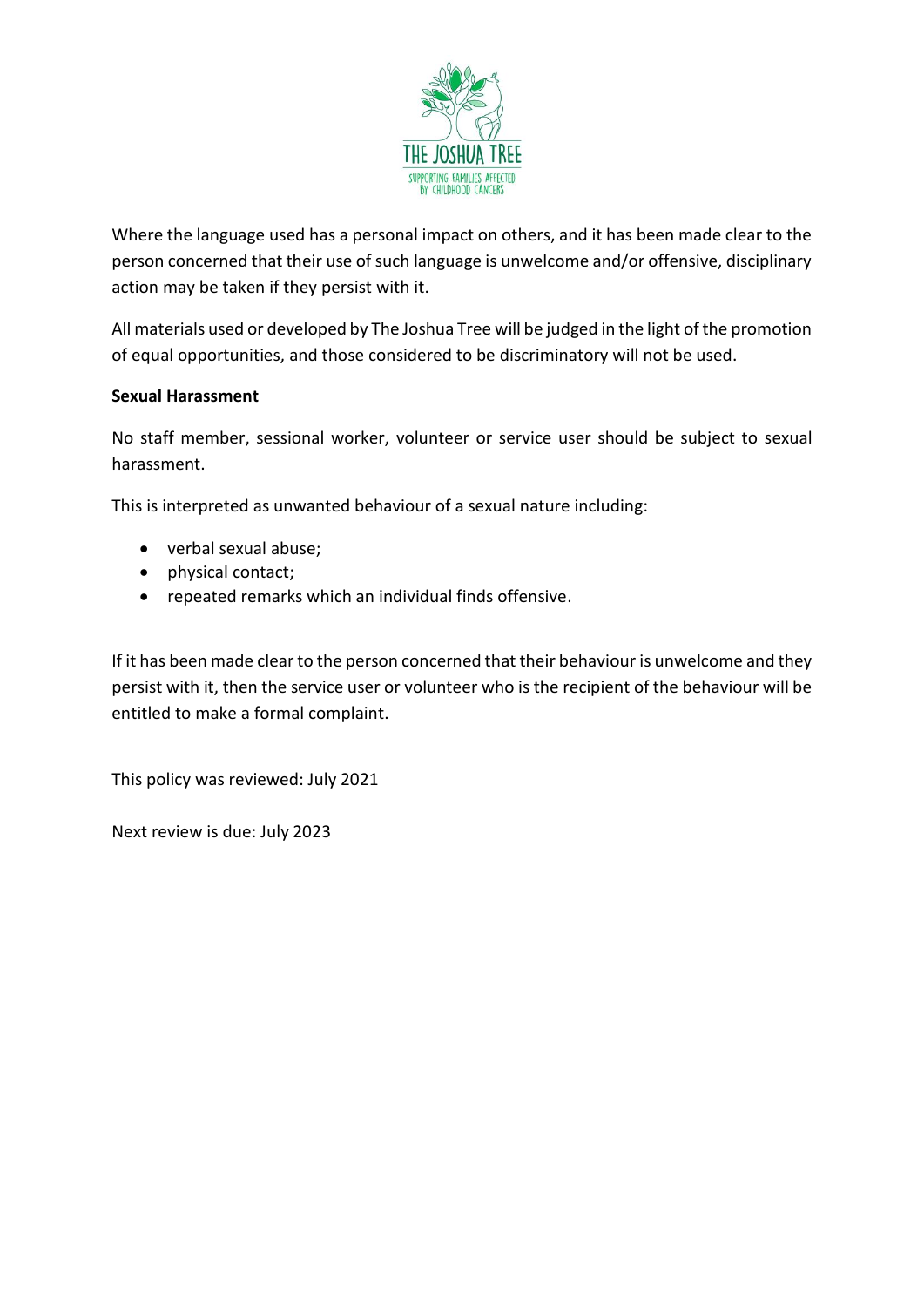Where the language used has a personal impact on others, and it has been made clear to the person concerned that their use of such language is unwelcome and/or offensive, disciplinary action may be taken if they persist with it.

All materials used or developed by The Joshua Tree will be judged in the light of the promotion of equal opportunities, and those considered to be discriminatory will not be used.

**Sexual Harassment**

No staff member, sessional worker, volunteer or service user should be subject to sexual harassment.

This is interpreted as unwanted behaviour of a sexual nature including:

- verbal sexual abuse;
- physical contact;
- repeated remarks which an individual finds offensive.

If it has been made clear to the person concerned that their behaviour is unwelcome and they persist with it, then the service user or volunteer who is the recipient of the behaviour will be entitled to make a formal complaint.

This policy was reviewed: July 2021

Next review is due: July 2023